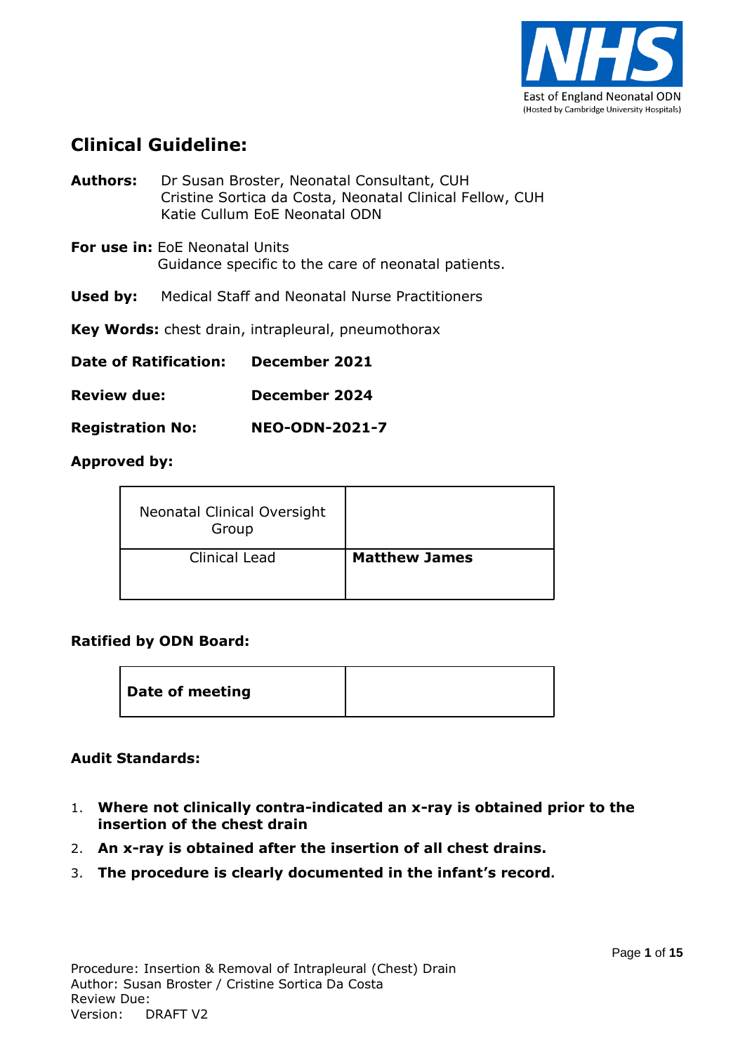East of England Neonatal ODN
(Hosted by Cambridge University Hospitals)

# Clinical Guideline:

**Authors:** Dr Susan Broster, Neonatal Consultant, CUH
Cristine Sortica da Costa, Neonatal Clinical Fellow, CUH
Katie Cullum EoE Neonatal ODN

**For use in:** EoE Neonatal Units
Guidance specific to the care of neonatal patients.

**Used by:** Medical Staff and Neonatal Nurse Practitioners

**Key Words:** chest drain, intrapleural, pneumothorax

**Date of Ratification:** **December 2021**

**Review due:** **December 2024**

**Registration No:** **NEO-ODN-2021-7**

**Approved by:**

| | |
|---|---|
| Neonatal Clinical Oversight Group | |
| Clinical Lead | **Matthew James** |

**Ratified by ODN Board:**

| | |
|---|---|
| **Date of meeting** | |

**Audit Standards:**

1. **Where not clinically contra-indicated an x-ray is obtained prior to the insertion of the chest drain**
2. **An x-ray is obtained after the insertion of all chest drains.**
3. **The procedure is clearly documented in the infant's record.**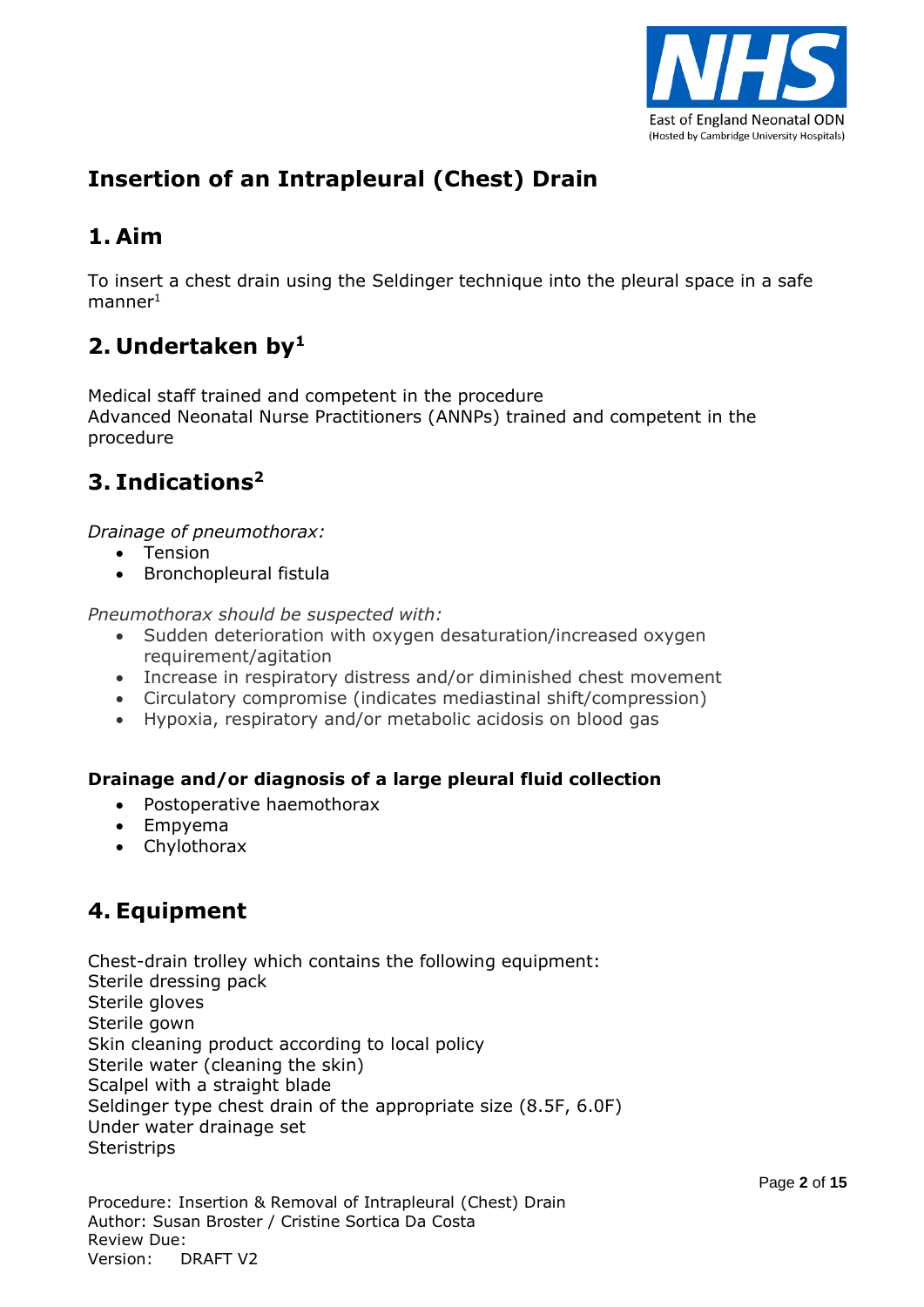# Insertion of an Intrapleural (Chest) Drain

## 1. Aim

To insert a chest drain using the Seldinger technique into the pleural space in a safe manner[1]

## 2. Undertaken by[1]

Medical staff trained and competent in the procedure
Advanced Neonatal Nurse Practitioners (ANNPs) trained and competent in the procedure

## 3. Indications[2]

*Drainage of pneumothorax:*

- Tension
- Bronchopleural fistula

*Pneumothorax should be suspected with:*

- Sudden deterioration with oxygen desaturation/increased oxygen requirement/agitation
- Increase in respiratory distress and/or diminished chest movement
- Circulatory compromise (indicates mediastinal shift/compression)
- Hypoxia, respiratory and/or metabolic acidosis on blood gas

**Drainage and/or diagnosis of a large pleural fluid collection**

- Postoperative haemothorax
- Empyema
- Chylothorax

## 4. Equipment

Chest-drain trolley which contains the following equipment:
Sterile dressing pack
Sterile gloves
Sterile gown
Skin cleaning product according to local policy
Sterile water (cleaning the skin)
Scalpel with a straight blade
Seldinger type chest drain of the appropriate size (8.5F, 6.0F)
Under water drainage set
Steristrips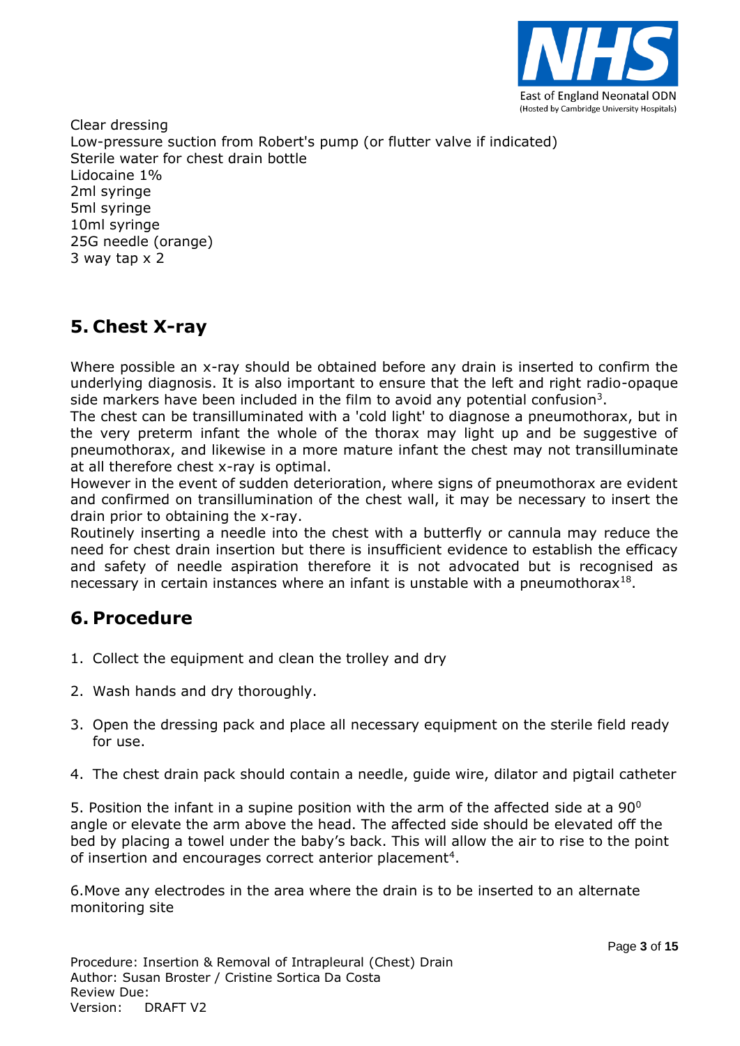Clear dressing
Low-pressure suction from Robert's pump (or flutter valve if indicated)
Sterile water for chest drain bottle
Lidocaine 1%
2ml syringe
5ml syringe
10ml syringe
25G needle (orange)
3 way tap x 2

## 5. Chest X-ray

Where possible an x-ray should be obtained before any drain is inserted to confirm the underlying diagnosis. It is also important to ensure that the left and right radio-opaque side markers have been included in the film to avoid any potential confusion[3].
The chest can be transilluminated with a 'cold light' to diagnose a pneumothorax, but in the very preterm infant the whole of the thorax may light up and be suggestive of pneumothorax, and likewise in a more mature infant the chest may not transilluminate at all therefore chest x-ray is optimal.
However in the event of sudden deterioration, where signs of pneumothorax are evident and confirmed on transillumination of the chest wall, it may be necessary to insert the drain prior to obtaining the x-ray.
Routinely inserting a needle into the chest with a butterfly or cannula may reduce the need for chest drain insertion but there is insufficient evidence to establish the efficacy and safety of needle aspiration therefore it is not advocated but is recognised as necessary in certain instances where an infant is unstable with a pneumothorax[18].

## 6. Procedure

1. Collect the equipment and clean the trolley and dry
2. Wash hands and dry thoroughly.
3. Open the dressing pack and place all necessary equipment on the sterile field ready for use.
4. The chest drain pack should contain a needle, guide wire, dilator and pigtail catheter

5. Position the infant in a supine position with the arm of the affected side at a $90^0$ angle or elevate the arm above the head. The affected side should be elevated off the bed by placing a towel under the baby's back. This will allow the air to rise to the point of insertion and encourages correct anterior placement[4].

6.Move any electrodes in the area where the drain is to be inserted to an alternate monitoring site

Procedure: Insertion & Removal of Intrapleural (Chest) Drain
Author: Susan Broster / Cristine Sortica Da Costa
Review Due:
Version: DRAFT V2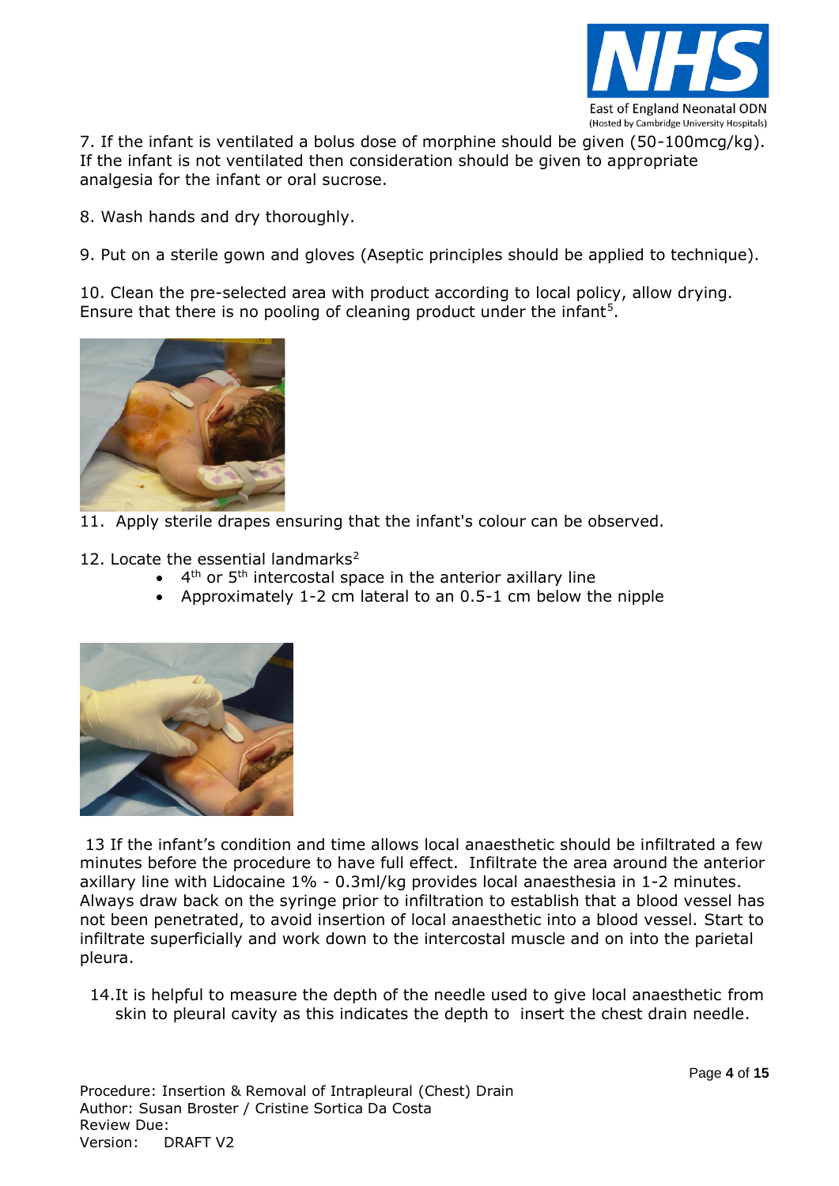7. If the infant is ventilated a bolus dose of morphine should be given (50-100mcg/kg). If the infant is not ventilated then consideration should be given to appropriate analgesia for the infant or oral sucrose.

8. Wash hands and dry thoroughly.

9. Put on a sterile gown and gloves (Aseptic principles should be applied to technique).

10. Clean the pre-selected area with product according to local policy, allow drying. Ensure that there is no pooling of cleaning product under the infant[5].

11. Apply sterile drapes ensuring that the infant's colour can be observed.

12. Locate the essential landmarks[2]

- 4th or 5th intercostal space in the anterior axillary line
- Approximately 1-2 cm lateral to an 0.5-1 cm below the nipple

13 If the infant's condition and time allows local anaesthetic should be infiltrated a few minutes before the procedure to have full effect. Infiltrate the area around the anterior axillary line with Lidocaine 1% - 0.3ml/kg provides local anaesthesia in 1-2 minutes. Always draw back on the syringe prior to infiltration to establish that a blood vessel has not been penetrated, to avoid insertion of local anaesthetic into a blood vessel. Start to infiltrate superficially and work down to the intercostal muscle and on into the parietal pleura.

14. It is helpful to measure the depth of the needle used to give local anaesthetic from skin to pleural cavity as this indicates the depth to insert the chest drain needle.

Procedure: Insertion & Removal of Intrapleural (Chest) Drain
Author: Susan Broster / Cristine Sortica Da Costa
Review Due:
Version: DRAFT V2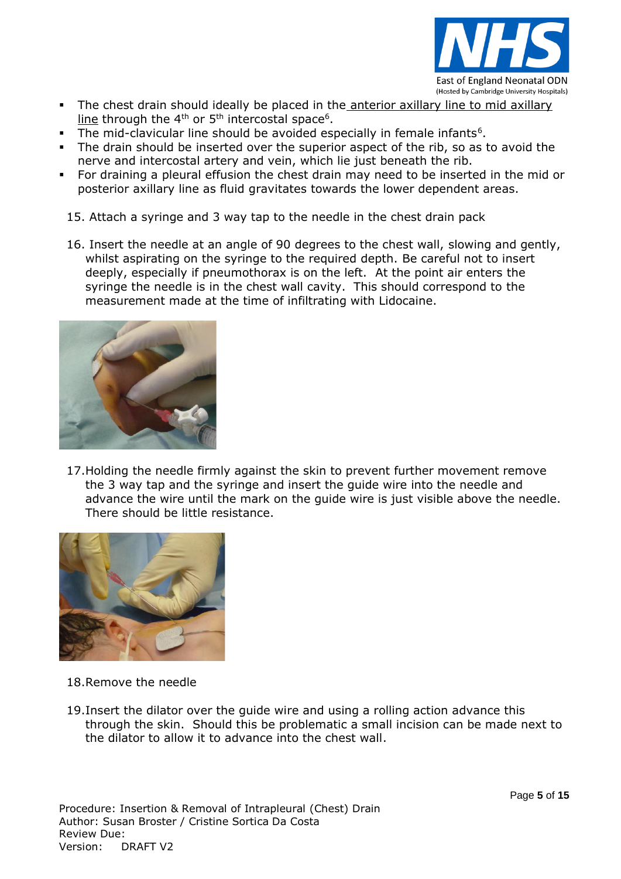- The chest drain should ideally be placed in the anterior axillary line to mid axillary line through the 4th or 5th intercostal space[6].
- The mid-clavicular line should be avoided especially in female infants[6].
- The drain should be inserted over the superior aspect of the rib, so as to avoid the nerve and intercostal artery and vein, which lie just beneath the rib.
- For draining a pleural effusion the chest drain may need to be inserted in the mid or posterior axillary line as fluid gravitates towards the lower dependent areas.

15. Attach a syringe and 3 way tap to the needle in the chest drain pack

16. Insert the needle at an angle of 90 degrees to the chest wall, slowing and gently, whilst aspirating on the syringe to the required depth. Be careful not to insert deeply, especially if pneumothorax is on the left. At the point air enters the syringe the needle is in the chest wall cavity. This should correspond to the measurement made at the time of infiltrating with Lidocaine.

17. Holding the needle firmly against the skin to prevent further movement remove the 3 way tap and the syringe and insert the guide wire into the needle and advance the wire until the mark on the guide wire is just visible above the needle. There should be little resistance.

18. Remove the needle

19. Insert the dilator over the guide wire and using a rolling action advance this through the skin. Should this be problematic a small incision can be made next to the dilator to allow it to advance into the chest wall.

Procedure: Insertion & Removal of Intrapleural (Chest) Drain
Author: Susan Broster / Cristine Sortica Da Costa
Review Due:
Version: DRAFT V2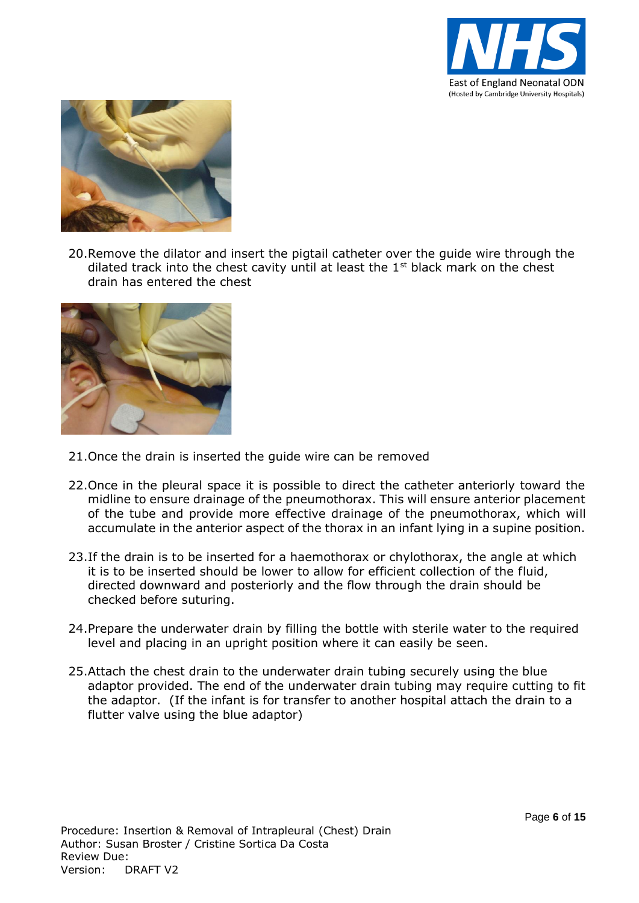20. Remove the dilator and insert the pigtail catheter over the guide wire through the dilated track into the chest cavity until at least the 1st black mark on the chest drain has entered the chest

21. Once the drain is inserted the guide wire can be removed

22. Once in the pleural space it is possible to direct the catheter anteriorly toward the midline to ensure drainage of the pneumothorax. This will ensure anterior placement of the tube and provide more effective drainage of the pneumothorax, which will accumulate in the anterior aspect of the thorax in an infant lying in a supine position.

23. If the drain is to be inserted for a haemothorax or chylothorax, the angle at which it is to be inserted should be lower to allow for efficient collection of the fluid, directed downward and posteriorly and the flow through the drain should be checked before suturing.

24. Prepare the underwater drain by filling the bottle with sterile water to the required level and placing in an upright position where it can easily be seen.

25. Attach the chest drain to the underwater drain tubing securely using the blue adaptor provided. The end of the underwater drain tubing may require cutting to fit the adaptor. (If the infant is for transfer to another hospital attach the drain to a flutter valve using the blue adaptor)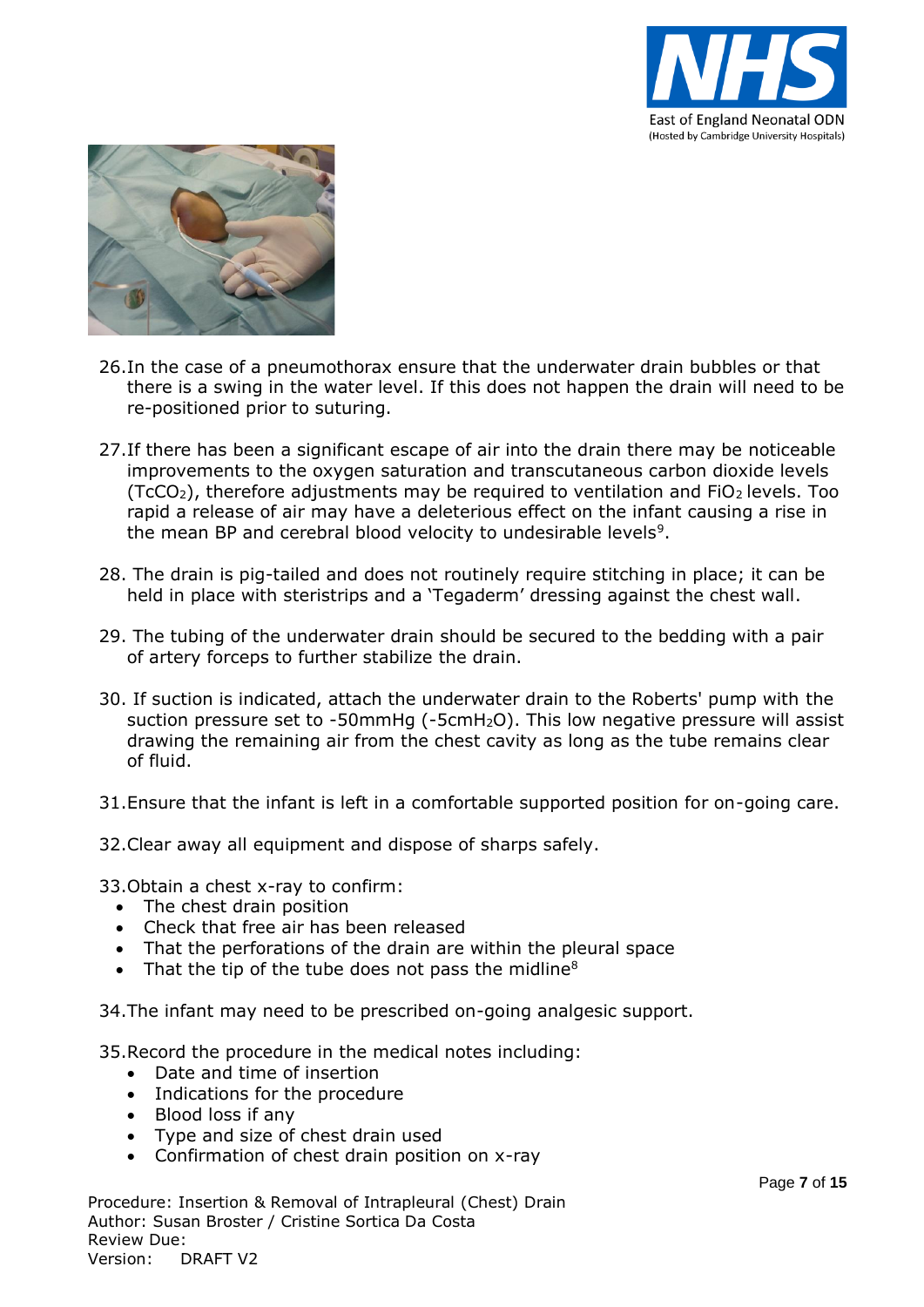26. In the case of a pneumothorax ensure that the underwater drain bubbles or that there is a swing in the water level. If this does not happen the drain will need to be re-positioned prior to suturing.

27. If there has been a significant escape of air into the drain there may be noticeable improvements to the oxygen saturation and transcutaneous carbon dioxide levels ($TcCO_2$), therefore adjustments may be required to ventilation and $FiO_2$ levels. Too rapid a release of air may have a deleterious effect on the infant causing a rise in the mean BP and cerebral blood velocity to undesirable levels[9].

28. The drain is pig-tailed and does not routinely require stitching in place; it can be held in place with steristrips and a 'Tegaderm' dressing against the chest wall.

29. The tubing of the underwater drain should be secured to the bedding with a pair of artery forceps to further stabilize the drain.

30. If suction is indicated, attach the underwater drain to the Roberts' pump with the suction pressure set to -50mmHg (-5cm$H_2O$). This low negative pressure will assist drawing the remaining air from the chest cavity as long as the tube remains clear of fluid.

31. Ensure that the infant is left in a comfortable supported position for on-going care.

32. Clear away all equipment and dispose of sharps safely.

33. Obtain a chest x-ray to confirm:
    - The chest drain position
    - Check that free air has been released
    - That the perforations of the drain are within the pleural space
    - That the tip of the tube does not pass the midline[8]

34. The infant may need to be prescribed on-going analgesic support.

35. Record the procedure in the medical notes including:
    - Date and time of insertion
    - Indications for the procedure
    - Blood loss if any
    - Type and size of chest drain used
    - Confirmation of chest drain position on x-ray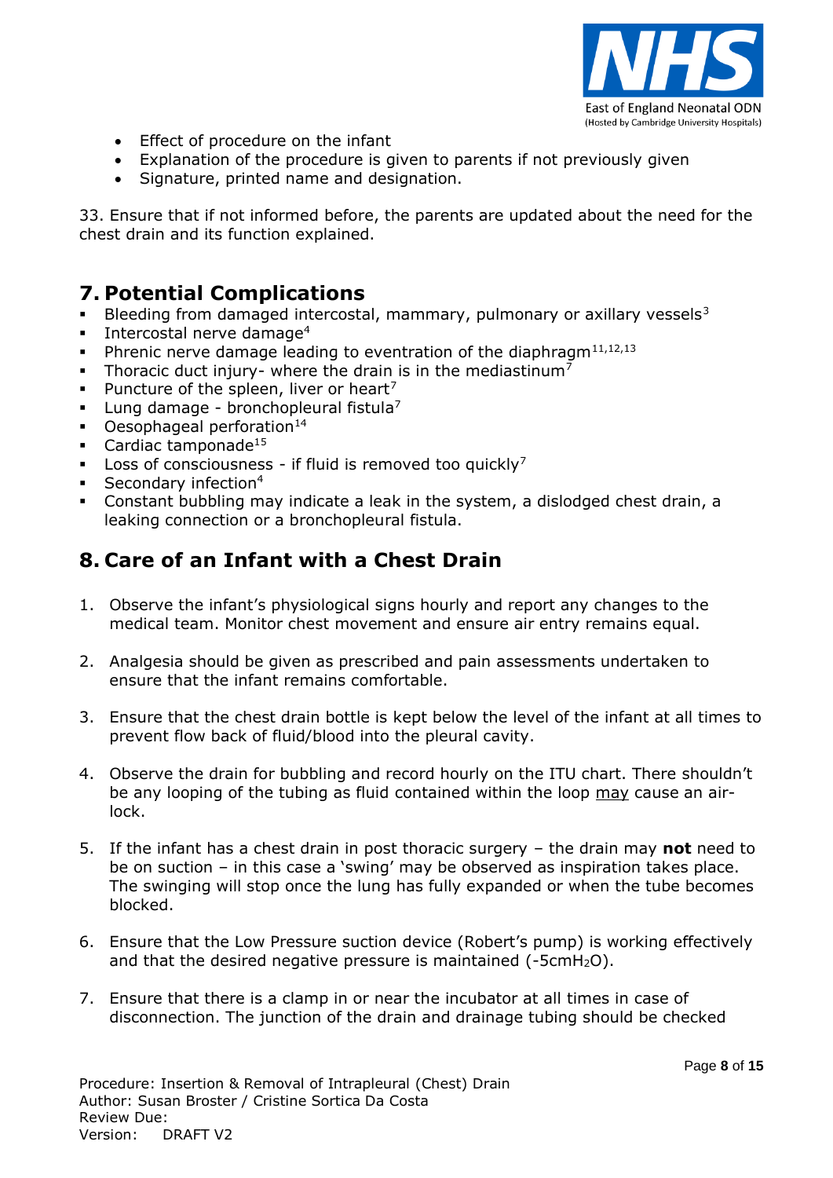- Effect of procedure on the infant
- Explanation of the procedure is given to parents if not previously given
- Signature, printed name and designation.

33. Ensure that if not informed before, the parents are updated about the need for the chest drain and its function explained.

## 7. Potential Complications

- Bleeding from damaged intercostal, mammary, pulmonary or axillary vessels[3]
- Intercostal nerve damage[4]
- Phrenic nerve damage leading to eventration of the diaphragm[11,12,13]
- Thoracic duct injury- where the drain is in the mediastinum[7]
- Puncture of the spleen, liver or heart[7]
- Lung damage - bronchopleural fistula[7]
- Oesophageal perforation[14]
- Cardiac tamponade[15]
- Loss of consciousness - if fluid is removed too quickly[7]
- Secondary infection[4]
- Constant bubbling may indicate a leak in the system, a dislodged chest drain, a leaking connection or a bronchopleural fistula.

## 8. Care of an Infant with a Chest Drain

1. Observe the infant's physiological signs hourly and report any changes to the medical team. Monitor chest movement and ensure air entry remains equal.

2. Analgesia should be given as prescribed and pain assessments undertaken to ensure that the infant remains comfortable.

3. Ensure that the chest drain bottle is kept below the level of the infant at all times to prevent flow back of fluid/blood into the pleural cavity.

4. Observe the drain for bubbling and record hourly on the ITU chart. There shouldn't be any looping of the tubing as fluid contained within the loop <u>may</u> cause an air-lock.

5. If the infant has a chest drain in post thoracic surgery – the drain may **not** need to be on suction – in this case a 'swing' may be observed as inspiration takes place. The swinging will stop once the lung has fully expanded or when the tube becomes blocked.

6. Ensure that the Low Pressure suction device (Robert's pump) is working effectively and that the desired negative pressure is maintained (-5cm$H_2O$).

7. Ensure that there is a clamp in or near the incubator at all times in case of disconnection. The junction of the drain and drainage tubing should be checked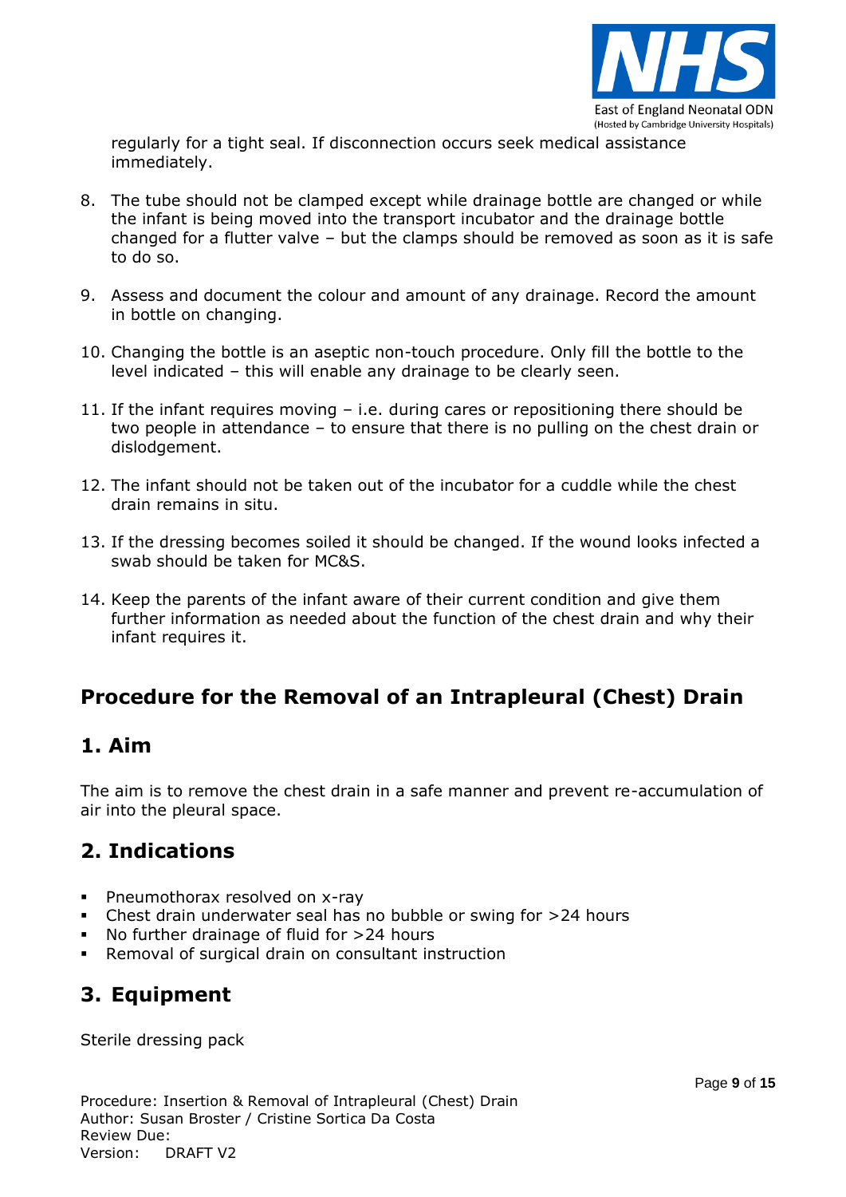regularly for a tight seal. If disconnection occurs seek medical assistance immediately.

8. The tube should not be clamped except while drainage bottle are changed or while the infant is being moved into the transport incubator and the drainage bottle changed for a flutter valve – but the clamps should be removed as soon as it is safe to do so.

9. Assess and document the colour and amount of any drainage. Record the amount in bottle on changing.

10. Changing the bottle is an aseptic non-touch procedure. Only fill the bottle to the level indicated – this will enable any drainage to be clearly seen.

11. If the infant requires moving – i.e. during cares or repositioning there should be two people in attendance – to ensure that there is no pulling on the chest drain or dislodgement.

12. The infant should not be taken out of the incubator for a cuddle while the chest drain remains in situ.

13. If the dressing becomes soiled it should be changed. If the wound looks infected a swab should be taken for MC&S.

14. Keep the parents of the infant aware of their current condition and give them further information as needed about the function of the chest drain and why their infant requires it.

## Procedure for the Removal of an Intrapleural (Chest) Drain

## 1. Aim

The aim is to remove the chest drain in a safe manner and prevent re-accumulation of air into the pleural space.

## 2. Indications

- Pneumothorax resolved on x-ray
- Chest drain underwater seal has no bubble or swing for >24 hours
- No further drainage of fluid for >24 hours
- Removal of surgical drain on consultant instruction

## 3. Equipment

Sterile dressing pack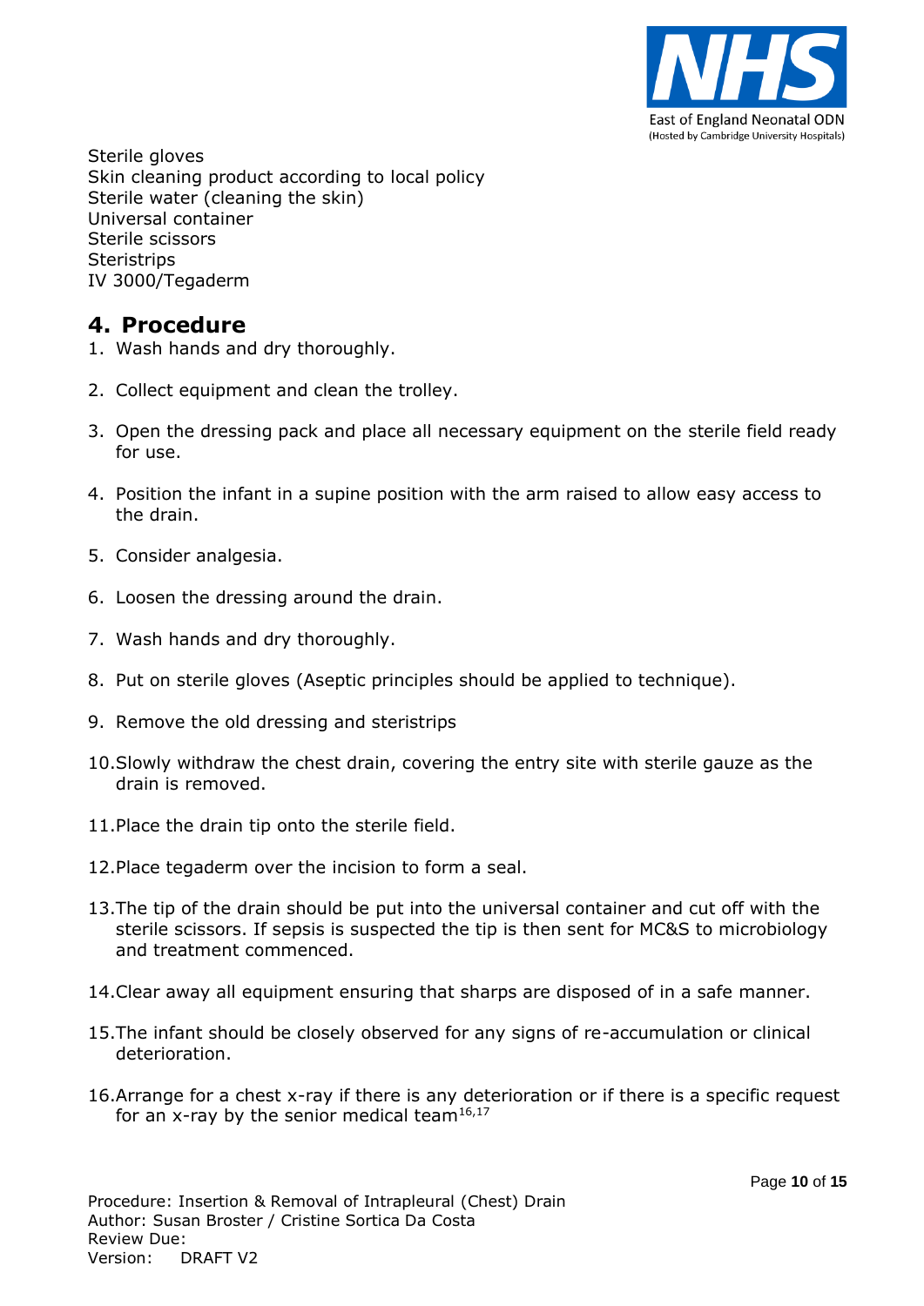Sterile gloves
Skin cleaning product according to local policy
Sterile water (cleaning the skin)
Universal container
Sterile scissors
Steristrips
IV 3000/Tegaderm

## 4. Procedure

1. Wash hands and dry thoroughly.

2. Collect equipment and clean the trolley.

3. Open the dressing pack and place all necessary equipment on the sterile field ready for use.

4. Position the infant in a supine position with the arm raised to allow easy access to the drain.

5. Consider analgesia.

6. Loosen the dressing around the drain.

7. Wash hands and dry thoroughly.

8. Put on sterile gloves (Aseptic principles should be applied to technique).

9. Remove the old dressing and steristrips

10. Slowly withdraw the chest drain, covering the entry site with sterile gauze as the drain is removed.

11. Place the drain tip onto the sterile field.

12. Place tegaderm over the incision to form a seal.

13. The tip of the drain should be put into the universal container and cut off with the sterile scissors. If sepsis is suspected the tip is then sent for MC&S to microbiology and treatment commenced.

14. Clear away all equipment ensuring that sharps are disposed of in a safe manner.

15. The infant should be closely observed for any signs of re-accumulation or clinical deterioration.

16. Arrange for a chest x-ray if there is any deterioration or if there is a specific request for an x-ray by the senior medical team[16,17]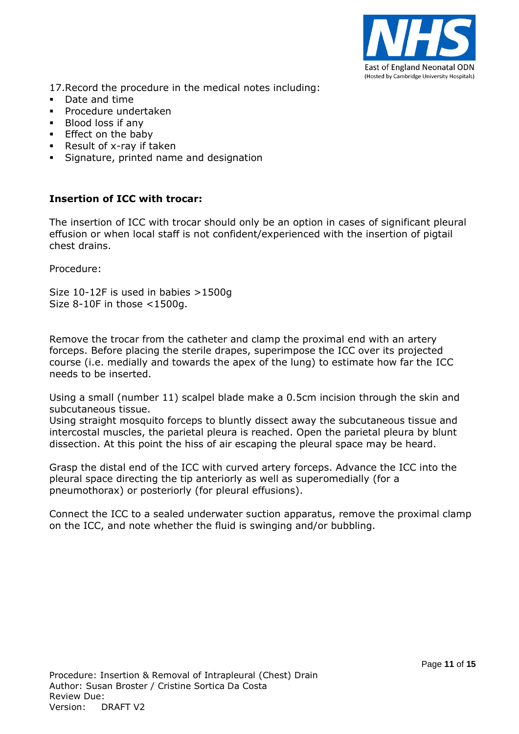17. Record the procedure in the medical notes including:

- Date and time
- Procedure undertaken
- Blood loss if any
- Effect on the baby
- Result of x-ray if taken
- Signature, printed name and designation

**Insertion of ICC with trocar:**

The insertion of ICC with trocar should only be an option in cases of significant pleural effusion or when local staff is not confident/experienced with the insertion of pigtail chest drains.

Procedure:

Size 10-12F is used in babies >1500g
Size 8-10F in those <1500g.

Remove the trocar from the catheter and clamp the proximal end with an artery forceps. Before placing the sterile drapes, superimpose the ICC over its projected course (i.e. medially and towards the apex of the lung) to estimate how far the ICC needs to be inserted.

Using a small (number 11) scalpel blade make a 0.5cm incision through the skin and subcutaneous tissue.
Using straight mosquito forceps to bluntly dissect away the subcutaneous tissue and intercostal muscles, the parietal pleura is reached. Open the parietal pleura by blunt dissection. At this point the hiss of air escaping the pleural space may be heard.

Grasp the distal end of the ICC with curved artery forceps. Advance the ICC into the pleural space directing the tip anteriorly as well as superomedially (for a pneumothorax) or posteriorly (for pleural effusions).

Connect the ICC to a sealed underwater suction apparatus, remove the proximal clamp on the ICC, and note whether the fluid is swinging and/or bubbling.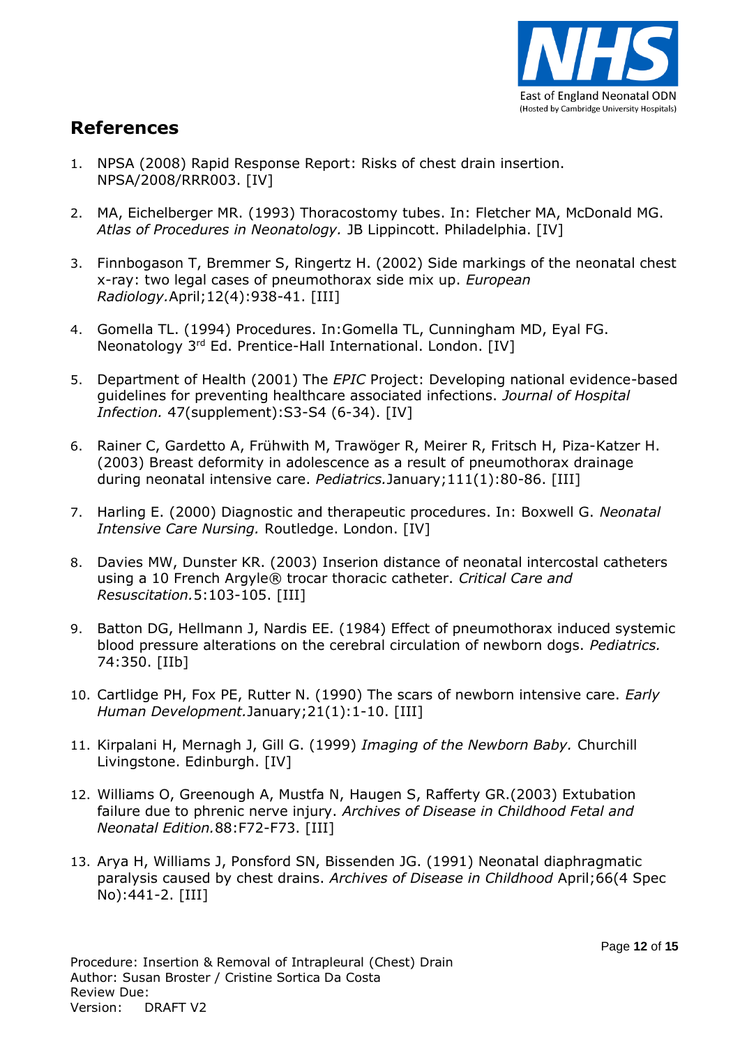## References

1. NPSA (2008) Rapid Response Report: Risks of chest drain insertion. NPSA/2008/RRR003. [IV]

2. MA, Eichelberger MR. (1993) Thoracostomy tubes. In: Fletcher MA, McDonald MG. *Atlas of Procedures in Neonatology.* JB Lippincott. Philadelphia. [IV]

3. Finnbogason T, Bremmer S, Ringertz H. (2002) Side markings of the neonatal chest x-ray: two legal cases of pneumothorax side mix up. *European Radiology.*April;12(4):938-41. [III]

4. Gomella TL. (1994) Procedures. In:Gomella TL, Cunningham MD, Eyal FG. Neonatology 3rd Ed. Prentice-Hall International. London. [IV]

5. Department of Health (2001) The *EPIC* Project: Developing national evidence-based guidelines for preventing healthcare associated infections. *Journal of Hospital Infection.* 47(supplement):S3-S4 (6-34). [IV]

6. Rainer C, Gardetto A, Frühwith M, Trawöger R, Meirer R, Fritsch H, Piza-Katzer H. (2003) Breast deformity in adolescence as a result of pneumothorax drainage during neonatal intensive care. *Pediatrics.*January;111(1):80-86. [III]

7. Harling E. (2000) Diagnostic and therapeutic procedures. In: Boxwell G. *Neonatal Intensive Care Nursing.* Routledge. London. [IV]

8. Davies MW, Dunster KR. (2003) Inserion distance of neonatal intercostal catheters using a 10 French Argyle® trocar thoracic catheter. *Critical Care and Resuscitation.*5:103-105. [III]

9. Batton DG, Hellmann J, Nardis EE. (1984) Effect of pneumothorax induced systemic blood pressure alterations on the cerebral circulation of newborn dogs. *Pediatrics.* 74:350. [IIb]

10. Cartlidge PH, Fox PE, Rutter N. (1990) The scars of newborn intensive care. *Early Human Development.*January;21(1):1-10. [III]

11. Kirpalani H, Mernagh J, Gill G. (1999) *Imaging of the Newborn Baby.* Churchill Livingstone. Edinburgh. [IV]

12. Williams O, Greenough A, Mustfa N, Haugen S, Rafferty GR.(2003) Extubation failure due to phrenic nerve injury. *Archives of Disease in Childhood Fetal and Neonatal Edition.*88:F72-F73. [III]

13. Arya H, Williams J, Ponsford SN, Bissenden JG. (1991) Neonatal diaphragmatic paralysis caused by chest drains. *Archives of Disease in Childhood* April;66(4 Spec No):441-2. [III]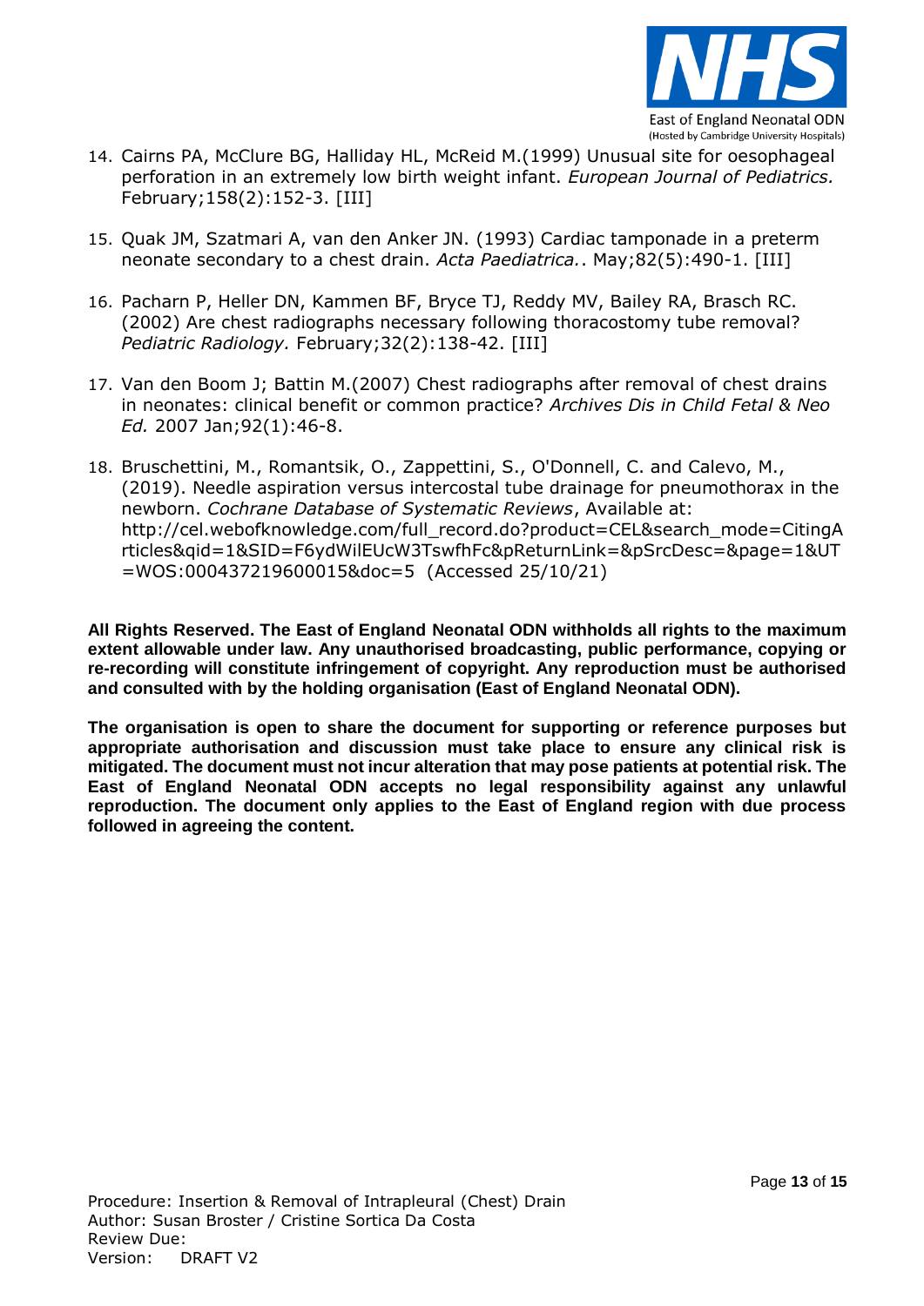14. Cairns PA, McClure BG, Halliday HL, McReid M.(1999) Unusual site for oesophageal perforation in an extremely low birth weight infant. *European Journal of Pediatrics.* February;158(2):152-3. [III]

15. Quak JM, Szatmari A, van den Anker JN. (1993) Cardiac tamponade in a preterm neonate secondary to a chest drain. *Acta Paediatrica.*. May;82(5):490-1. [III]

16. Pacharn P, Heller DN, Kammen BF, Bryce TJ, Reddy MV, Bailey RA, Brasch RC. (2002) Are chest radiographs necessary following thoracostomy tube removal? *Pediatric Radiology.* February;32(2):138-42. [III]

17. Van den Boom J; Battin M.(2007) Chest radiographs after removal of chest drains in neonates: clinical benefit or common practice? *Archives Dis in Child Fetal & Neo Ed.* 2007 Jan;92(1):46-8.

18. Bruschettini, M., Romantsik, O., Zappettini, S., O'Donnell, C. and Calevo, M., (2019). Needle aspiration versus intercostal tube drainage for pneumothorax in the newborn. *Cochrane Database of Systematic Reviews*, Available at: http://cel.webofknowledge.com/full_record.do?product=CEL&search_mode=CitingArticles&qid=1&SID=F6ydWilEUcW3TswfhFc&pReturnLink=&pSrcDesc=&page=1&UT=WOS:000437219600015&doc=5 (Accessed 25/10/21)

**All Rights Reserved. The East of England Neonatal ODN withholds all rights to the maximum extent allowable under law. Any unauthorised broadcasting, public performance, copying or re-recording will constitute infringement of copyright. Any reproduction must be authorised and consulted with by the holding organisation (East of England Neonatal ODN).**

**The organisation is open to share the document for supporting or reference purposes but appropriate authorisation and discussion must take place to ensure any clinical risk is mitigated. The document must not incur alteration that may pose patients at potential risk. The East of England Neonatal ODN accepts no legal responsibility against any unlawful reproduction. The document only applies to the East of England region with due process followed in agreeing the content.**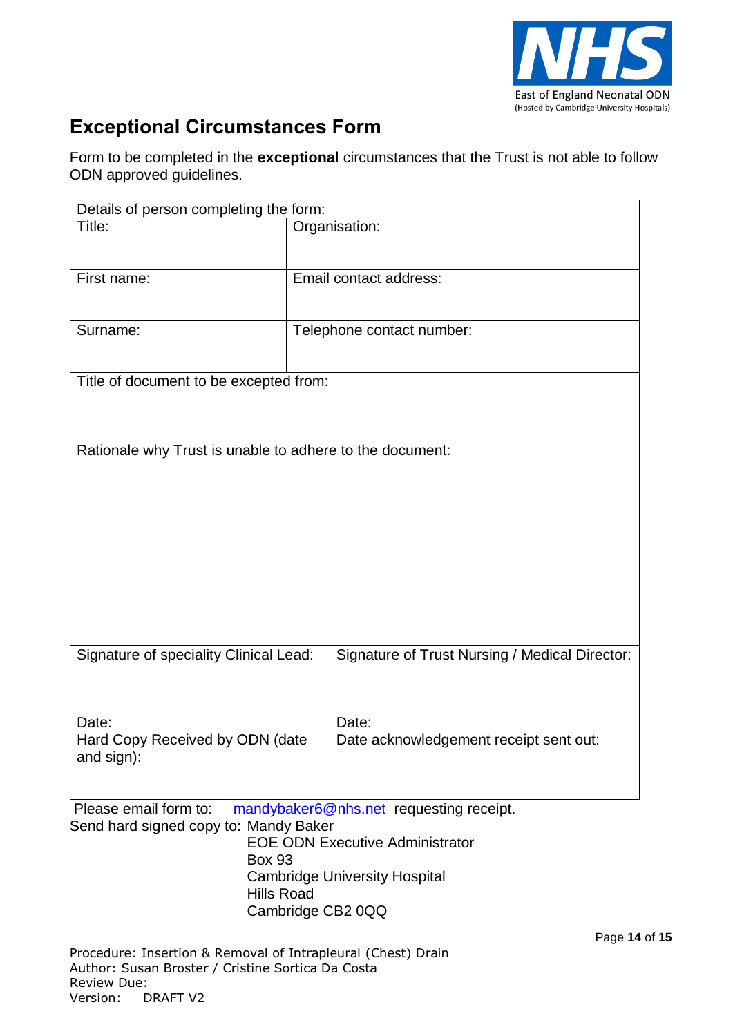East of England Neonatal ODN
(Hosted by Cambridge University Hospitals)

# Exceptional Circumstances Form

Form to be completed in the **exceptional** circumstances that the Trust is not able to follow ODN approved guidelines.

| Details of person completing the form: | |
|---|---|
| Title: | Organisation: |
| First name: | Email contact address: |
| Surname: | Telephone contact number: |
| Title of document to be excepted from: | |
| Rationale why Trust is unable to adhere to the document: | |
| Signature of speciality Clinical Lead:<br><br>Date: | Signature of Trust Nursing / Medical Director:<br><br>Date: |
| Hard Copy Received by ODN (date and sign): | Date acknowledgement receipt sent out: |

Please email form to: mandybaker6@nhs.net requesting receipt.

Send hard signed copy to: Mandy Baker
EOE ODN Executive Administrator
Box 93
Cambridge University Hospital
Hills Road
Cambridge CB2 0QQ

Procedure: Insertion & Removal of Intrapleural (Chest) Drain
Author: Susan Broster / Cristine Sortica Da Costa
Review Due:
Version: DRAFT V2